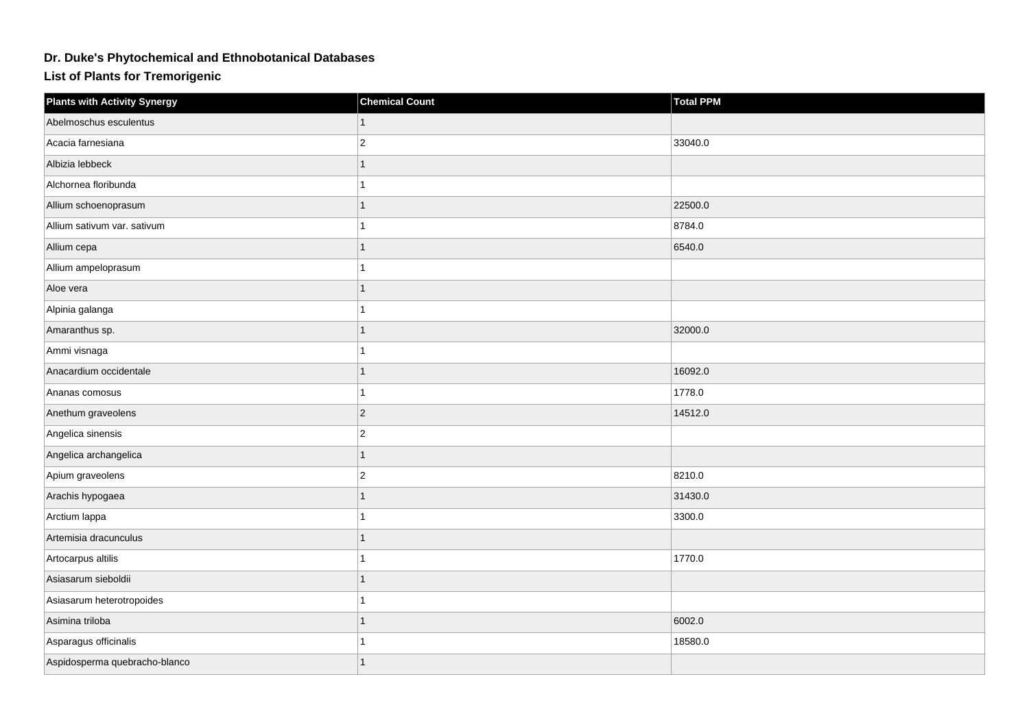# Dr. Duke's Phytochemical and Ethnobotanical Databases

## List of Plants for Tremorigenic

| Plants with Activity Synergy | Chemical Count | Total PPM |
|---|---|---|
| Abelmoschus esculentus | 1 | |
| Acacia farnesiana | 2 | 33040.0 |
| Albizia lebbeck | 1 | |
| Alchornea floribunda | 1 | |
| Allium schoenoprasum | 1 | 22500.0 |
| Allium sativum var. sativum | 1 | 8784.0 |
| Allium cepa | 1 | 6540.0 |
| Allium ampeloprasum | 1 | |
| Aloe vera | 1 | |
| Alpinia galanga | 1 | |
| Amaranthus sp. | 1 | 32000.0 |
| Ammi visnaga | 1 | |
| Anacardium occidentale | 1 | 16092.0 |
| Ananas comosus | 1 | 1778.0 |
| Anethum graveolens | 2 | 14512.0 |
| Angelica sinensis | 2 | |
| Angelica archangelica | 1 | |
| Apium graveolens | 2 | 8210.0 |
| Arachis hypogaea | 1 | 31430.0 |
| Arctium lappa | 1 | 3300.0 |
| Artemisia dracunculus | 1 | |
| Artocarpus altilis | 1 | 1770.0 |
| Asiasarum sieboldii | 1 | |
| Asiasarum heterotropoides | 1 | |
| Asimina triloba | 1 | 6002.0 |
| Asparagus officinalis | 1 | 18580.0 |
| Aspidosperma quebracho-blanco | 1 | |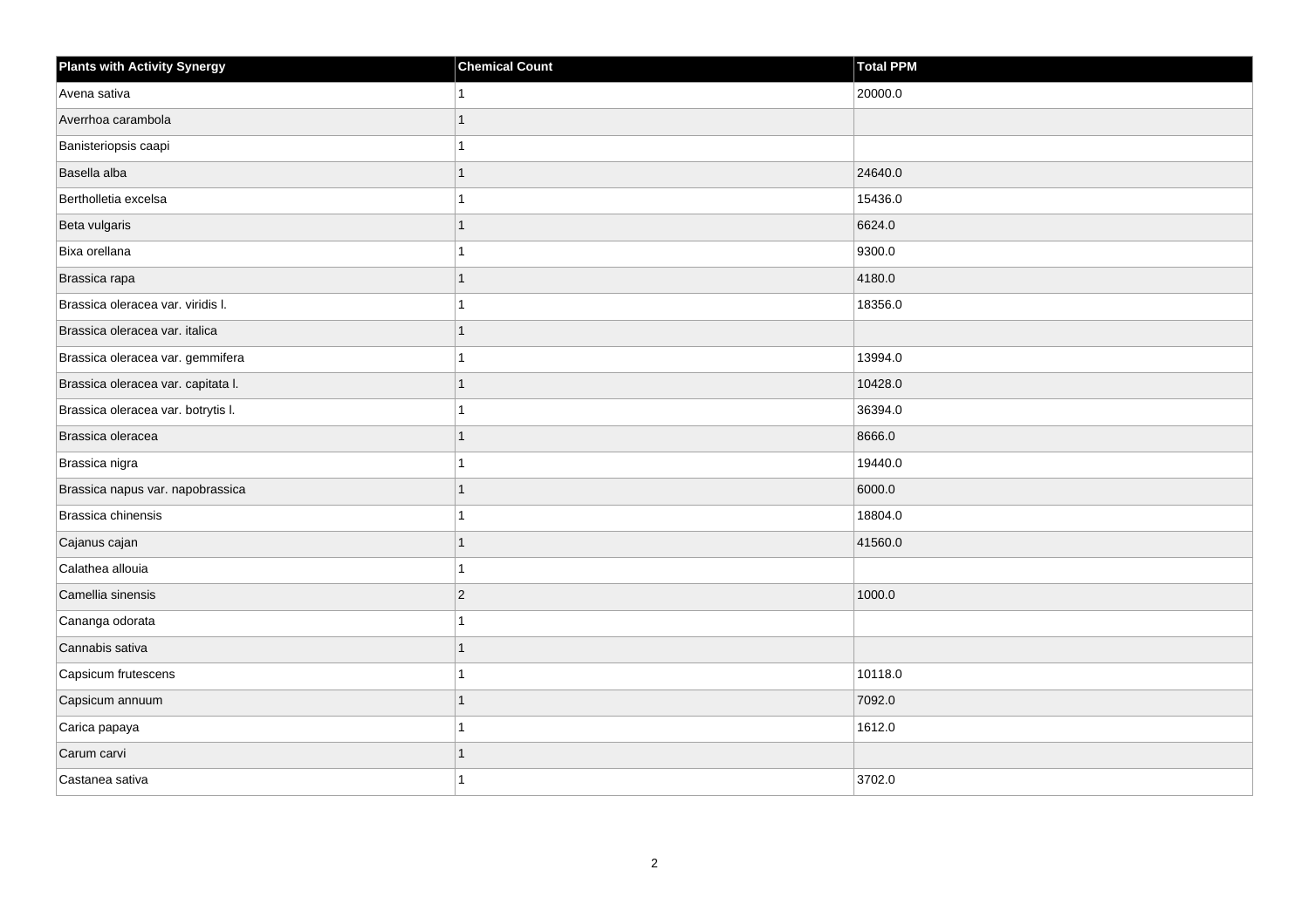| Plants with Activity Synergy | Chemical Count | Total PPM |
| --- | --- | --- |
| Avena sativa | 1 | 20000.0 |
| Averrhoa carambola | 1 | |
| Banisteriopsis caapi | 1 | |
| Basella alba | 1 | 24640.0 |
| Bertholletia excelsa | 1 | 15436.0 |
| Beta vulgaris | 1 | 6624.0 |
| Bixa orellana | 1 | 9300.0 |
| Brassica rapa | 1 | 4180.0 |
| Brassica oleracea var. viridis l. | 1 | 18356.0 |
| Brassica oleracea var. italica | 1 | |
| Brassica oleracea var. gemmifera | 1 | 13994.0 |
| Brassica oleracea var. capitata l. | 1 | 10428.0 |
| Brassica oleracea var. botrytis l. | 1 | 36394.0 |
| Brassica oleracea | 1 | 8666.0 |
| Brassica nigra | 1 | 19440.0 |
| Brassica napus var. napobrassica | 1 | 6000.0 |
| Brassica chinensis | 1 | 18804.0 |
| Cajanus cajan | 1 | 41560.0 |
| Calathea allouia | 1 | |
| Camellia sinensis | 2 | 1000.0 |
| Cananga odorata | 1 | |
| Cannabis sativa | 1 | |
| Capsicum frutescens | 1 | 10118.0 |
| Capsicum annuum | 1 | 7092.0 |
| Carica papaya | 1 | 1612.0 |
| Carum carvi | 1 | |
| Castanea sativa | 1 | 3702.0 |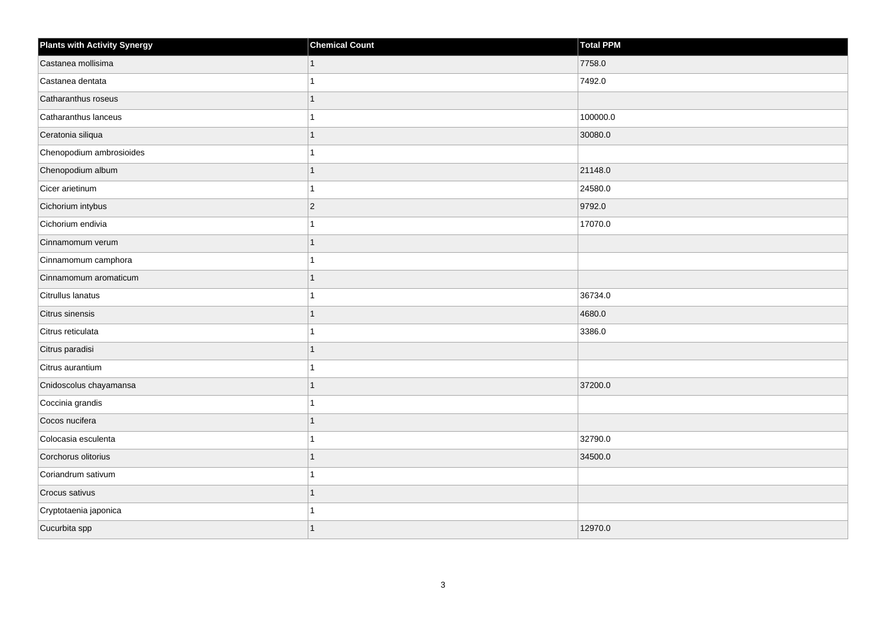| Plants with Activity Synergy | Chemical Count | Total PPM |
|---|---|---|
| Castanea mollisima | 1 | 7758.0 |
| Castanea dentata | 1 | 7492.0 |
| Catharanthus roseus | 1 | |
| Catharanthus lanceus | 1 | 100000.0 |
| Ceratonia siliqua | 1 | 30080.0 |
| Chenopodium ambrosioides | 1 | |
| Chenopodium album | 1 | 21148.0 |
| Cicer arietinum | 1 | 24580.0 |
| Cichorium intybus | 2 | 9792.0 |
| Cichorium endivia | 1 | 17070.0 |
| Cinnamomum verum | 1 | |
| Cinnamomum camphora | 1 | |
| Cinnamomum aromaticum | 1 | |
| Citrullus lanatus | 1 | 36734.0 |
| Citrus sinensis | 1 | 4680.0 |
| Citrus reticulata | 1 | 3386.0 |
| Citrus paradisi | 1 | |
| Citrus aurantium | 1 | |
| Cnidoscolus chayamansa | 1 | 37200.0 |
| Coccinia grandis | 1 | |
| Cocos nucifera | 1 | |
| Colocasia esculenta | 1 | 32790.0 |
| Corchorus olitorius | 1 | 34500.0 |
| Coriandrum sativum | 1 | |
| Crocus sativus | 1 | |
| Cryptotaenia japonica | 1 | |
| Cucurbita spp | 1 | 12970.0 |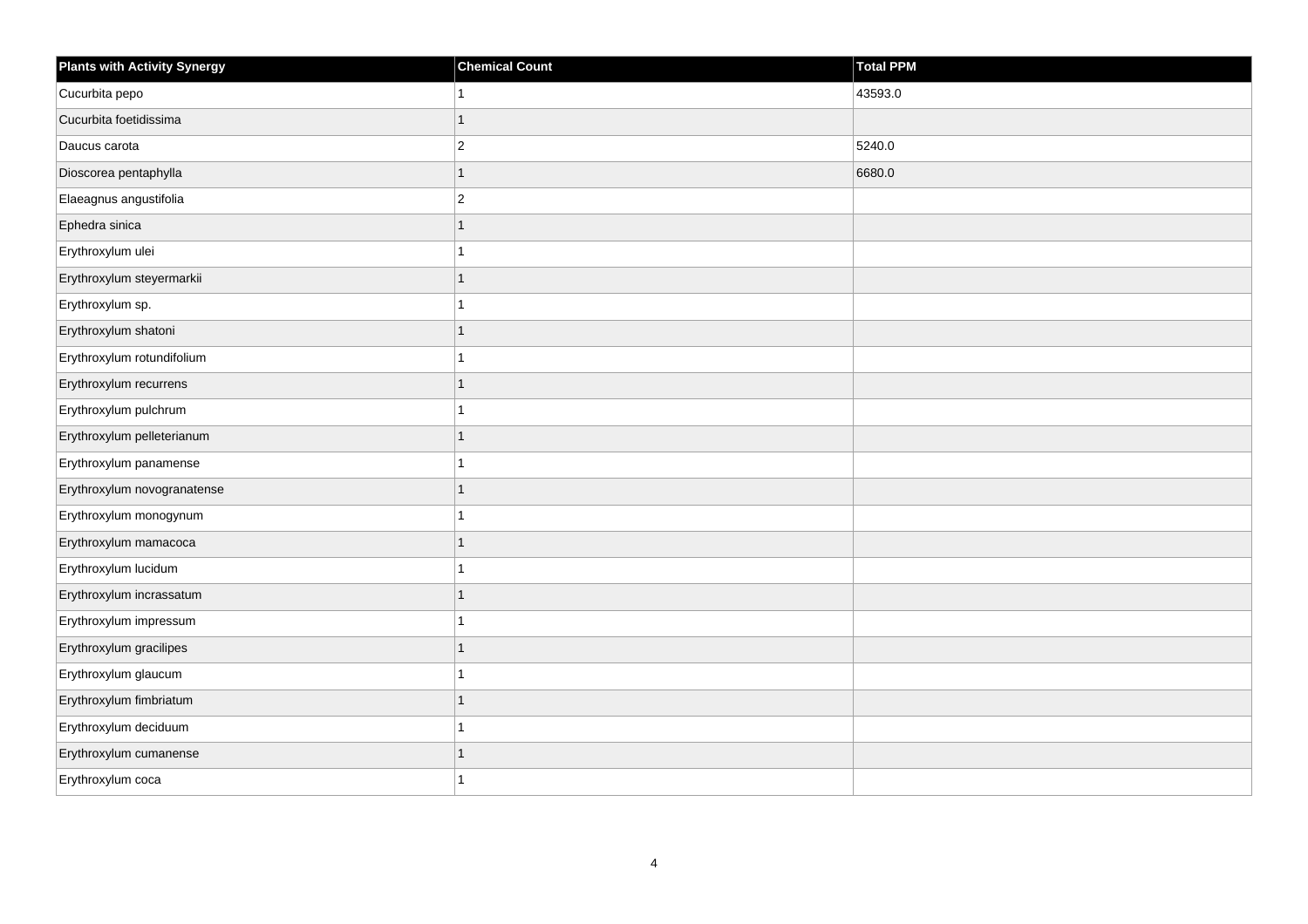| Plants with Activity Synergy | Chemical Count | Total PPM |
| --- | --- | --- |
| Cucurbita pepo | 1 | 43593.0 |
| Cucurbita foetidissima | 1 | |
| Daucus carota | 2 | 5240.0 |
| Dioscorea pentaphylla | 1 | 6680.0 |
| Elaeagnus angustifolia | 2 | |
| Ephedra sinica | 1 | |
| Erythroxylum ulei | 1 | |
| Erythroxylum steyermarkii | 1 | |
| Erythroxylum sp. | 1 | |
| Erythroxylum shatoni | 1 | |
| Erythroxylum rotundifolium | 1 | |
| Erythroxylum recurrens | 1 | |
| Erythroxylum pulchrum | 1 | |
| Erythroxylum pelleterianum | 1 | |
| Erythroxylum panamense | 1 | |
| Erythroxylum novogranatense | 1 | |
| Erythroxylum monogynum | 1 | |
| Erythroxylum mamacoca | 1 | |
| Erythroxylum lucidum | 1 | |
| Erythroxylum incrassatum | 1 | |
| Erythroxylum impressum | 1 | |
| Erythroxylum gracilipes | 1 | |
| Erythroxylum glaucum | 1 | |
| Erythroxylum fimbriatum | 1 | |
| Erythroxylum deciduum | 1 | |
| Erythroxylum cumanense | 1 | |
| Erythroxylum coca | 1 | |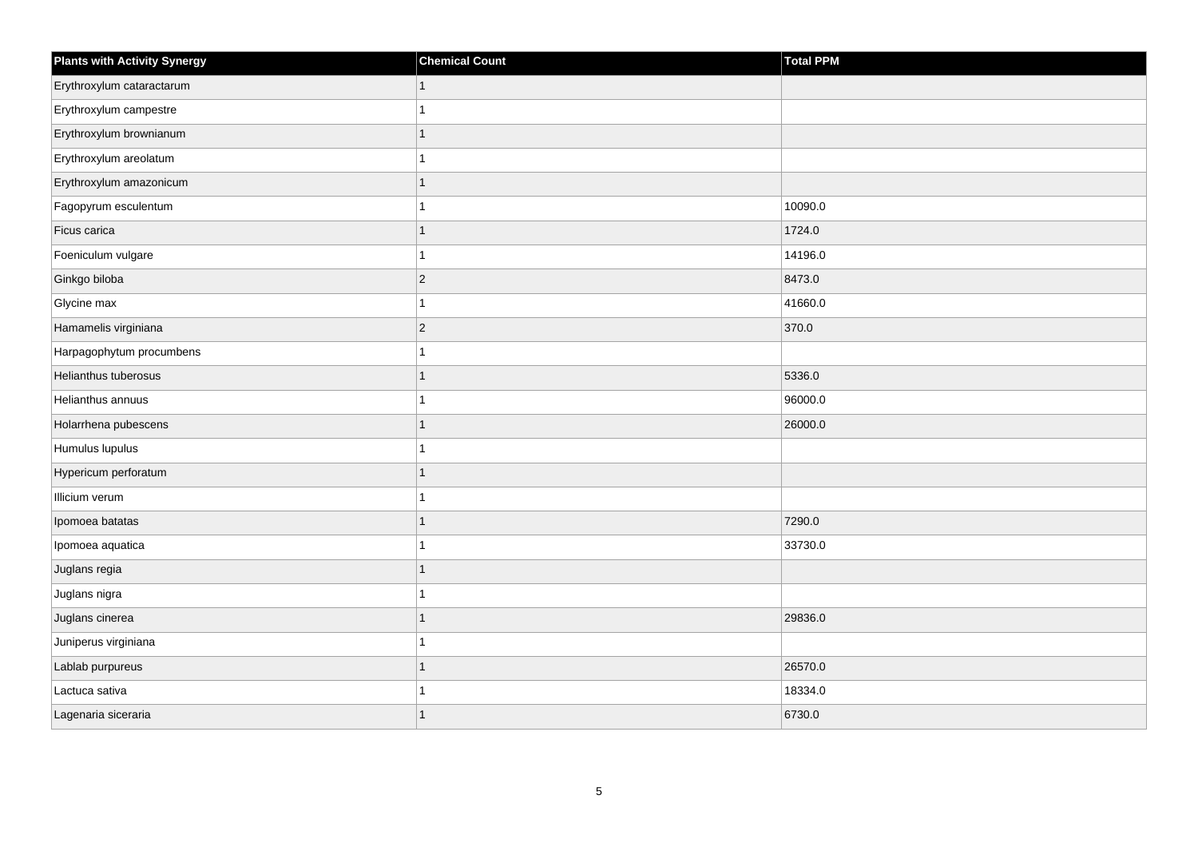| Plants with Activity Synergy | Chemical Count | Total PPM |
| --- | --- | --- |
| Erythroxylum cataractarum | 1 | |
| Erythroxylum campestre | 1 | |
| Erythroxylum brownianum | 1 | |
| Erythroxylum areolatum | 1 | |
| Erythroxylum amazonicum | 1 | |
| Fagopyrum esculentum | 1 | 10090.0 |
| Ficus carica | 1 | 1724.0 |
| Foeniculum vulgare | 1 | 14196.0 |
| Ginkgo biloba | 2 | 8473.0 |
| Glycine max | 1 | 41660.0 |
| Hamamelis virginiana | 2 | 370.0 |
| Harpagophytum procumbens | 1 | |
| Helianthus tuberosus | 1 | 5336.0 |
| Helianthus annuus | 1 | 96000.0 |
| Holarrhena pubescens | 1 | 26000.0 |
| Humulus lupulus | 1 | |
| Hypericum perforatum | 1 | |
| Illicium verum | 1 | |
| Ipomoea batatas | 1 | 7290.0 |
| Ipomoea aquatica | 1 | 33730.0 |
| Juglans regia | 1 | |
| Juglans nigra | 1 | |
| Juglans cinerea | 1 | 29836.0 |
| Juniperus virginiana | 1 | |
| Lablab purpureus | 1 | 26570.0 |
| Lactuca sativa | 1 | 18334.0 |
| Lagenaria siceraria | 1 | 6730.0 |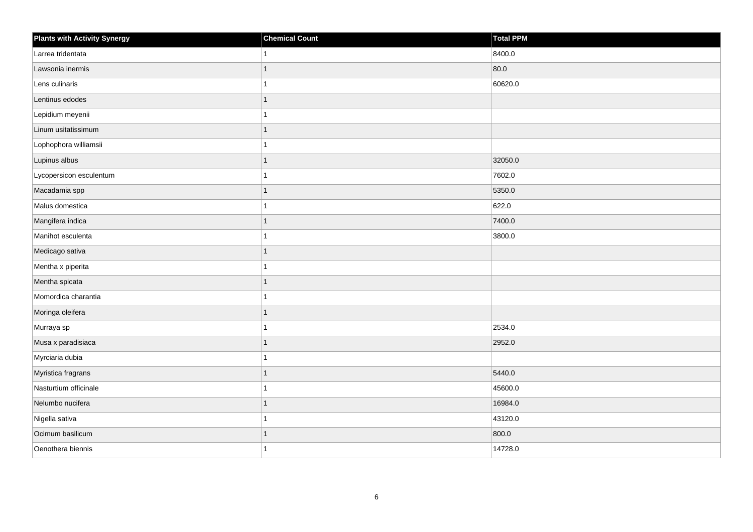| Plants with Activity Synergy | Chemical Count | Total PPM |
| --- | --- | --- |
| Larrea tridentata | 1 | 8400.0 |
| Lawsonia inermis | 1 | 80.0 |
| Lens culinaris | 1 | 60620.0 |
| Lentinus edodes | 1 | |
| Lepidium meyenii | 1 | |
| Linum usitatissimum | 1 | |
| Lophophora williamsii | 1 | |
| Lupinus albus | 1 | 32050.0 |
| Lycopersicon esculentum | 1 | 7602.0 |
| Macadamia spp | 1 | 5350.0 |
| Malus domestica | 1 | 622.0 |
| Mangifera indica | 1 | 7400.0 |
| Manihot esculenta | 1 | 3800.0 |
| Medicago sativa | 1 | |
| Mentha x piperita | 1 | |
| Mentha spicata | 1 | |
| Momordica charantia | 1 | |
| Moringa oleifera | 1 | |
| Murraya sp | 1 | 2534.0 |
| Musa x paradisiaca | 1 | 2952.0 |
| Myrciaria dubia | 1 | |
| Myristica fragrans | 1 | 5440.0 |
| Nasturtium officinale | 1 | 45600.0 |
| Nelumbo nucifera | 1 | 16984.0 |
| Nigella sativa | 1 | 43120.0 |
| Ocimum basilicum | 1 | 800.0 |
| Oenothera biennis | 1 | 14728.0 |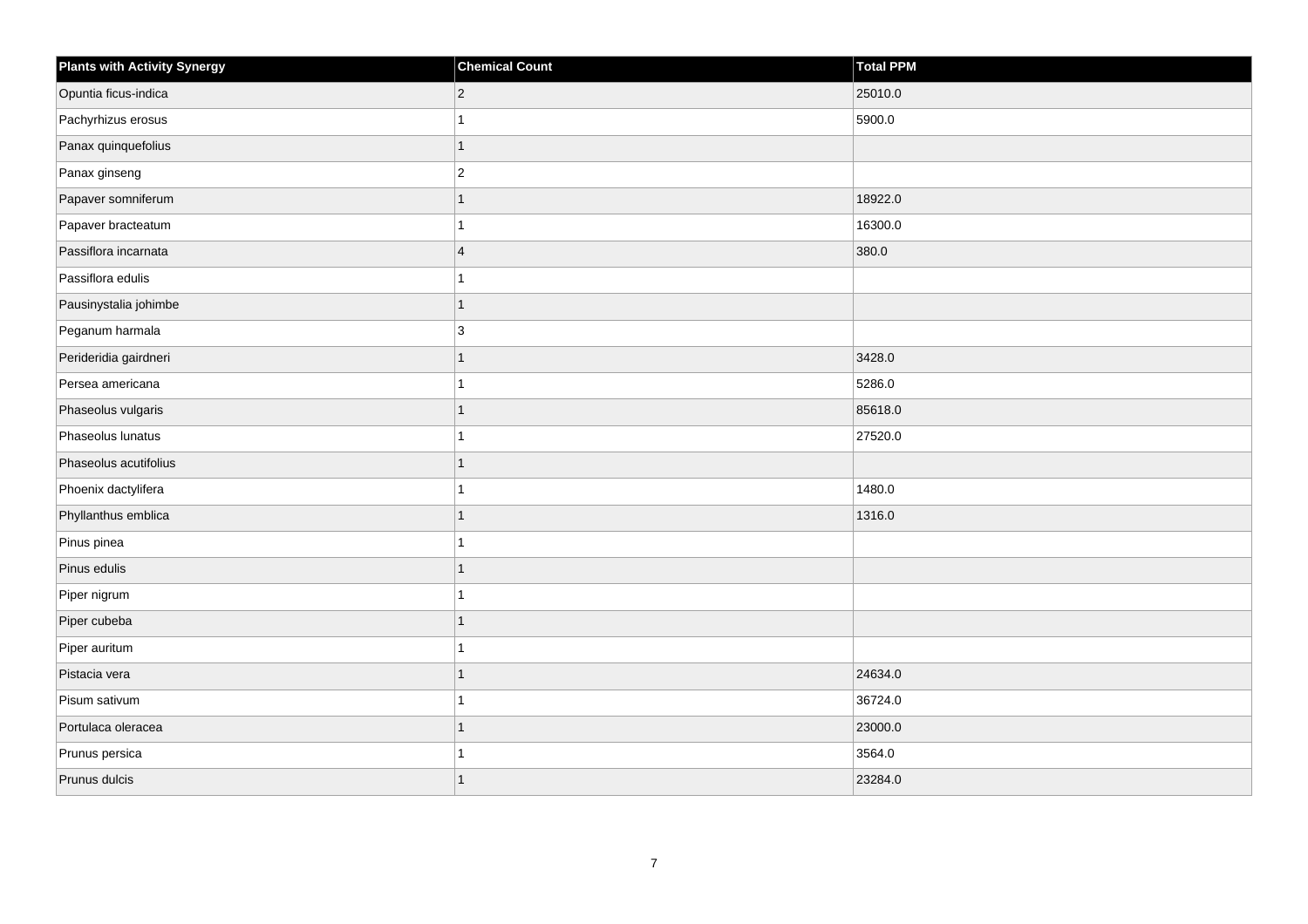| Plants with Activity Synergy | Chemical Count | Total PPM |
| --- | --- | --- |
| Opuntia ficus-indica | 2 | 25010.0 |
| Pachyrhizus erosus | 1 | 5900.0 |
| Panax quinquefolius | 1 | |
| Panax ginseng | 2 | |
| Papaver somniferum | 1 | 18922.0 |
| Papaver bracteatum | 1 | 16300.0 |
| Passiflora incarnata | 4 | 380.0 |
| Passiflora edulis | 1 | |
| Pausinystalia johimbe | 1 | |
| Peganum harmala | 3 | |
| Perideridia gairdneri | 1 | 3428.0 |
| Persea americana | 1 | 5286.0 |
| Phaseolus vulgaris | 1 | 85618.0 |
| Phaseolus lunatus | 1 | 27520.0 |
| Phaseolus acutifolius | 1 | |
| Phoenix dactylifera | 1 | 1480.0 |
| Phyllanthus emblica | 1 | 1316.0 |
| Pinus pinea | 1 | |
| Pinus edulis | 1 | |
| Piper nigrum | 1 | |
| Piper cubeba | 1 | |
| Piper auritum | 1 | |
| Pistacia vera | 1 | 24634.0 |
| Pisum sativum | 1 | 36724.0 |
| Portulaca oleracea | 1 | 23000.0 |
| Prunus persica | 1 | 3564.0 |
| Prunus dulcis | 1 | 23284.0 |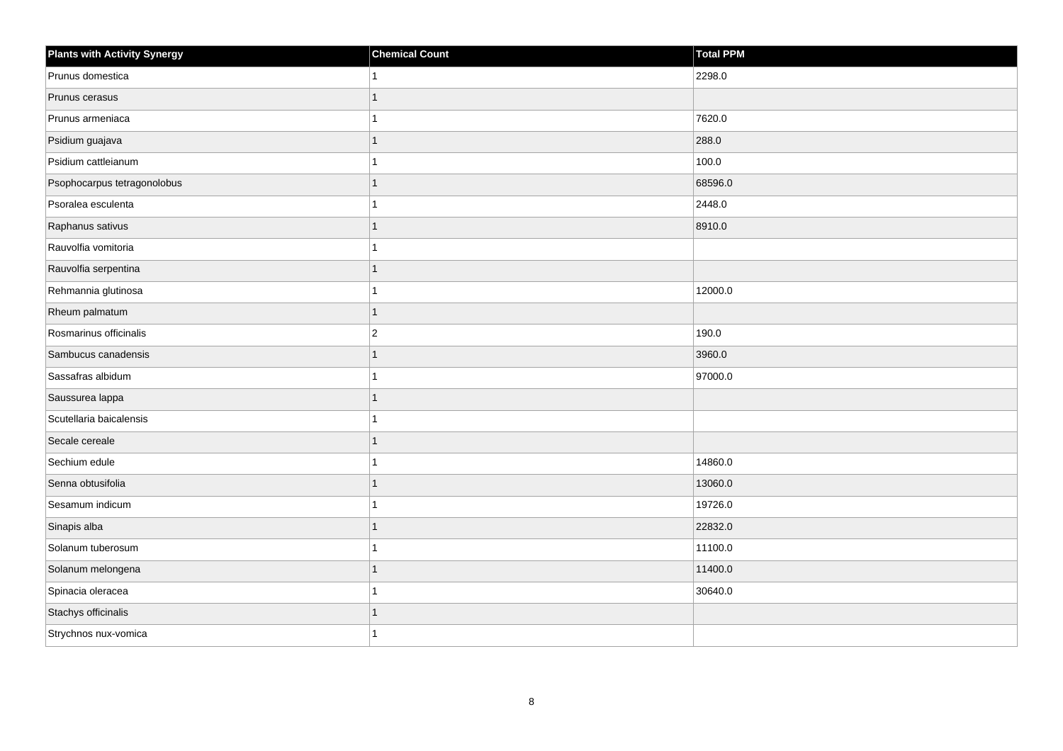| Plants with Activity Synergy | Chemical Count | Total PPM |
| --- | --- | --- |
| Prunus domestica | 1 | 2298.0 |
| Prunus cerasus | 1 | |
| Prunus armeniaca | 1 | 7620.0 |
| Psidium guajava | 1 | 288.0 |
| Psidium cattleianum | 1 | 100.0 |
| Psophocarpus tetragonolobus | 1 | 68596.0 |
| Psoralea esculenta | 1 | 2448.0 |
| Raphanus sativus | 1 | 8910.0 |
| Rauvolfia vomitoria | 1 | |
| Rauvolfia serpentina | 1 | |
| Rehmannia glutinosa | 1 | 12000.0 |
| Rheum palmatum | 1 | |
| Rosmarinus officinalis | 2 | 190.0 |
| Sambucus canadensis | 1 | 3960.0 |
| Sassafras albidum | 1 | 97000.0 |
| Saussurea lappa | 1 | |
| Scutellaria baicalensis | 1 | |
| Secale cereale | 1 | |
| Sechium edule | 1 | 14860.0 |
| Senna obtusifolia | 1 | 13060.0 |
| Sesamum indicum | 1 | 19726.0 |
| Sinapis alba | 1 | 22832.0 |
| Solanum tuberosum | 1 | 11100.0 |
| Solanum melongena | 1 | 11400.0 |
| Spinacia oleracea | 1 | 30640.0 |
| Stachys officinalis | 1 | |
| Strychnos nux-vomica | 1 | |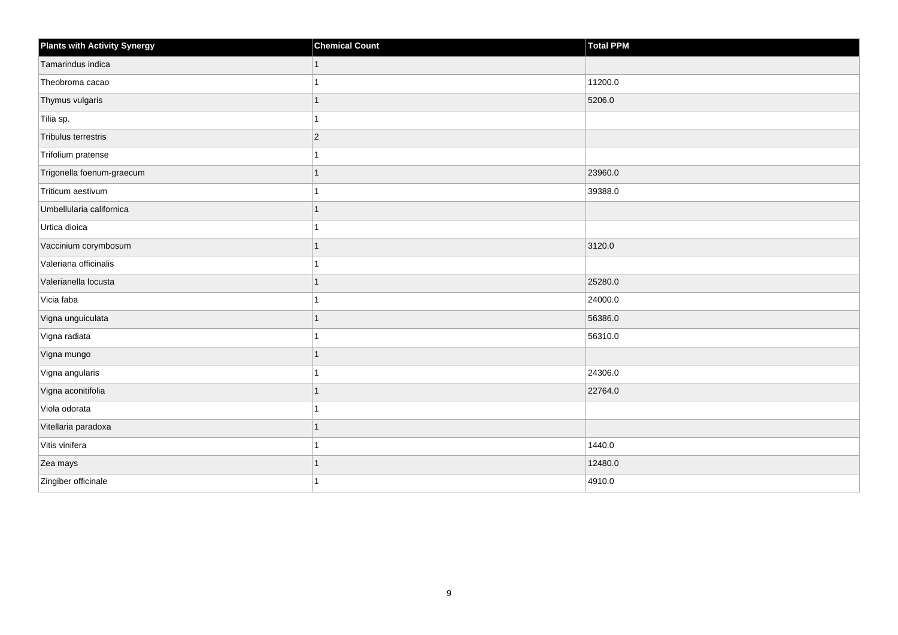| Plants with Activity Synergy | Chemical Count | Total PPM |
|---|---|---|
| Tamarindus indica | 1 | |
| Theobroma cacao | 1 | 11200.0 |
| Thymus vulgaris | 1 | 5206.0 |
| Tilia sp. | 1 | |
| Tribulus terrestris | 2 | |
| Trifolium pratense | 1 | |
| Trigonella foenum-graecum | 1 | 23960.0 |
| Triticum aestivum | 1 | 39388.0 |
| Umbellularia californica | 1 | |
| Urtica dioica | 1 | |
| Vaccinium corymbosum | 1 | 3120.0 |
| Valeriana officinalis | 1 | |
| Valerianella locusta | 1 | 25280.0 |
| Vicia faba | 1 | 24000.0 |
| Vigna unguiculata | 1 | 56386.0 |
| Vigna radiata | 1 | 56310.0 |
| Vigna mungo | 1 | |
| Vigna angularis | 1 | 24306.0 |
| Vigna aconitifolia | 1 | 22764.0 |
| Viola odorata | 1 | |
| Vitellaria paradoxa | 1 | |
| Vitis vinifera | 1 | 1440.0 |
| Zea mays | 1 | 12480.0 |
| Zingiber officinale | 1 | 4910.0 |